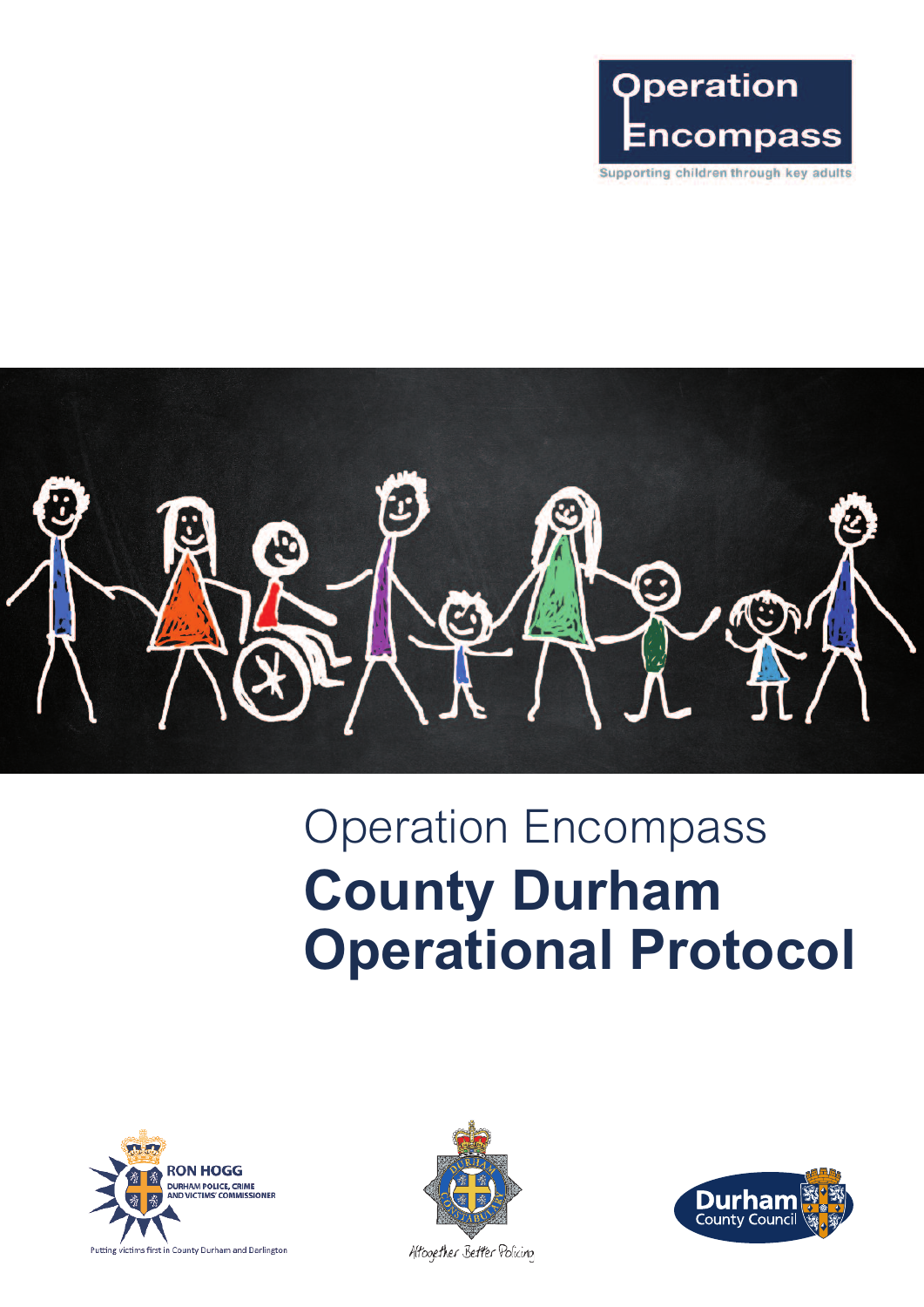Operation Encompass

Supporting children through key adults

# Operation Encompass
# County Durham Operational Protocol

RON HOGG
DURHAM POLICE, CRIME AND VICTIMS' COMMISSIONER

Putting victims first in County Durham and Darlington

Altogether Better Policing

Durham County Council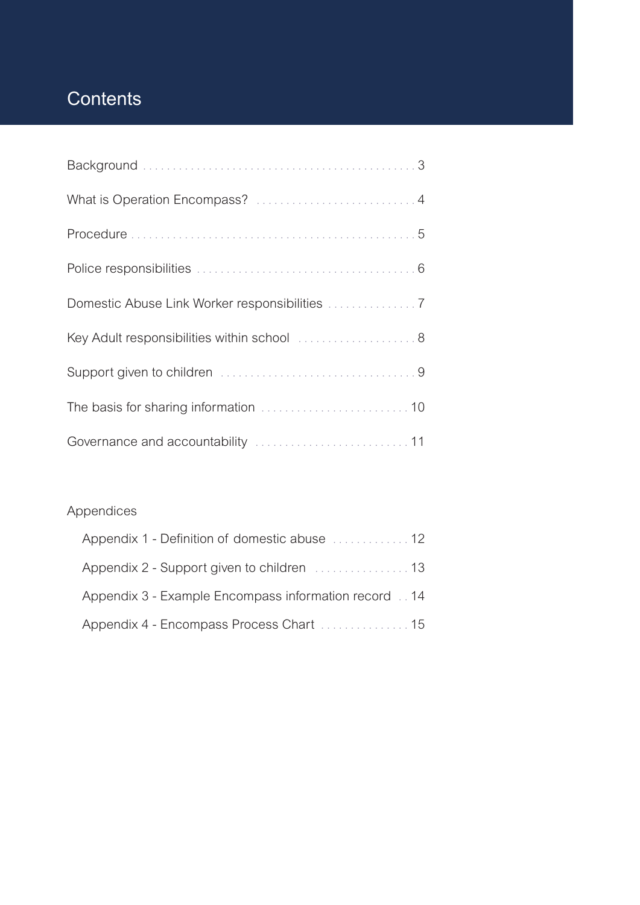# Contents

Background . . . . . . . . . . . . . . . . . . . . . . . . . . . . . . . . . . . . . . . . . . . . . 3

What is Operation Encompass? . . . . . . . . . . . . . . . . . . . . . . . . . . . 4

Procedure . . . . . . . . . . . . . . . . . . . . . . . . . . . . . . . . . . . . . . . . . . . . . . 5

Police responsibilities . . . . . . . . . . . . . . . . . . . . . . . . . . . . . . . . . . . . 6

Domestic Abuse Link Worker responsibilities . . . . . . . . . . . . . . . 7

Key Adult responsibilities within school . . . . . . . . . . . . . . . . . . . . 8

Support given to children . . . . . . . . . . . . . . . . . . . . . . . . . . . . . . . . 9

The basis for sharing information . . . . . . . . . . . . . . . . . . . . . . . . . 10

Governance and accountability . . . . . . . . . . . . . . . . . . . . . . . . . . 11

Appendices

- Appendix 1 - Definition of domestic abuse . . . . . . . . . . . . . 12
- Appendix 2 - Support given to children . . . . . . . . . . . . . . . . 13
- Appendix 3 - Example Encompass information record . . 14
- Appendix 4 - Encompass Process Chart . . . . . . . . . . . . . . . 15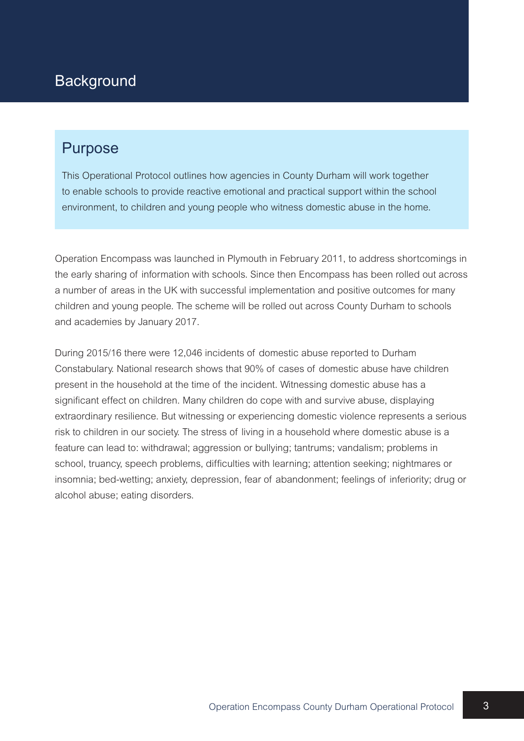# Background

## Purpose

This Operational Protocol outlines how agencies in County Durham will work together to enable schools to provide reactive emotional and practical support within the school environment, to children and young people who witness domestic abuse in the home.

Operation Encompass was launched in Plymouth in February 2011, to address shortcomings in the early sharing of information with schools. Since then Encompass has been rolled out across a number of areas in the UK with successful implementation and positive outcomes for many children and young people. The scheme will be rolled out across County Durham to schools and academies by January 2017.

During 2015/16 there were 12,046 incidents of domestic abuse reported to Durham Constabulary. National research shows that 90% of cases of domestic abuse have children present in the household at the time of the incident. Witnessing domestic abuse has a significant effect on children. Many children do cope with and survive abuse, displaying extraordinary resilience. But witnessing or experiencing domestic violence represents a serious risk to children in our society. The stress of living in a household where domestic abuse is a feature can lead to: withdrawal; aggression or bullying; tantrums; vandalism; problems in school, truancy, speech problems, difficulties with learning; attention seeking; nightmares or insomnia; bed-wetting; anxiety, depression, fear of abandonment; feelings of inferiority; drug or alcohol abuse; eating disorders.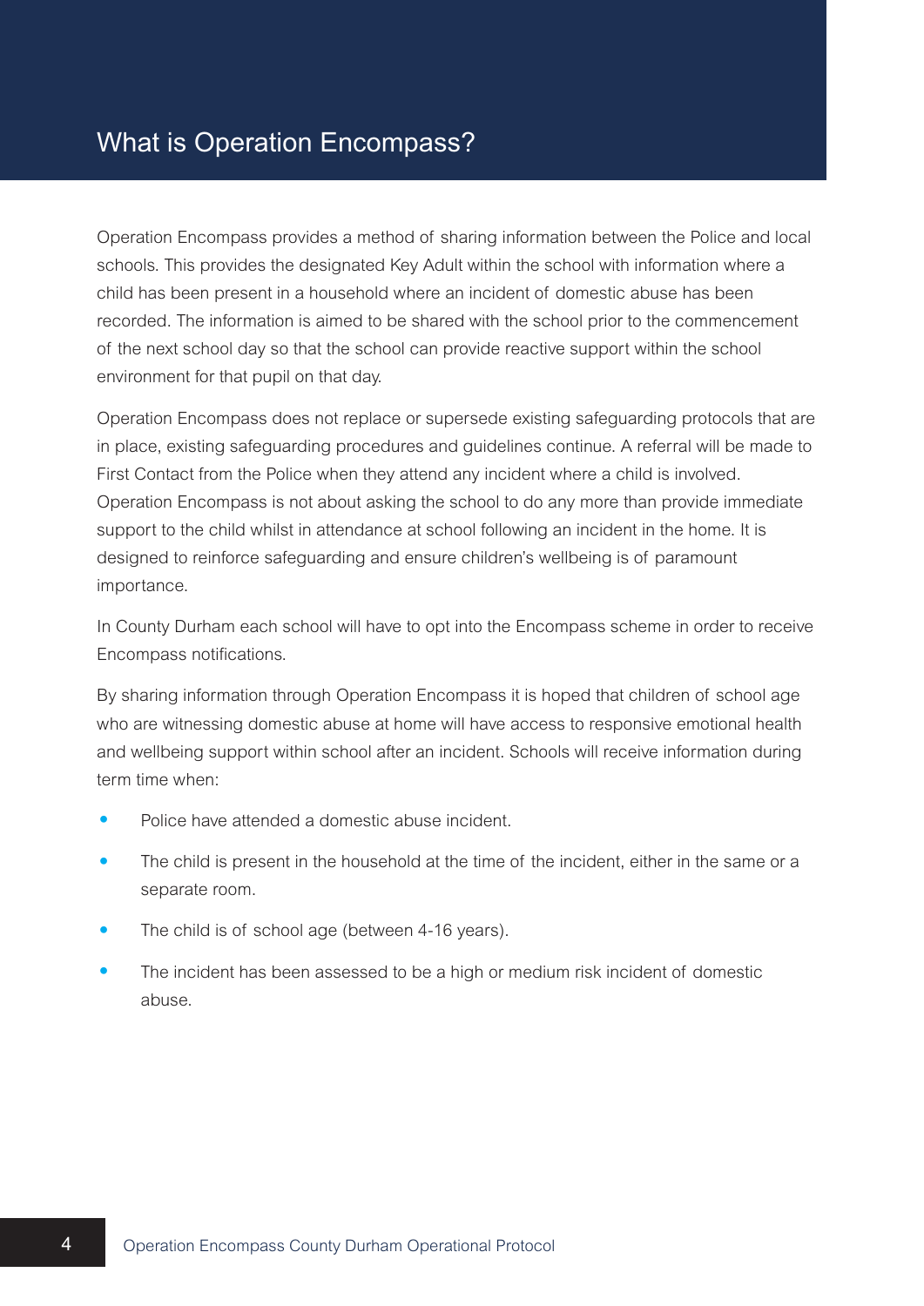# What is Operation Encompass?

Operation Encompass provides a method of sharing information between the Police and local schools. This provides the designated Key Adult within the school with information where a child has been present in a household where an incident of domestic abuse has been recorded. The information is aimed to be shared with the school prior to the commencement of the next school day so that the school can provide reactive support within the school environment for that pupil on that day.

Operation Encompass does not replace or supersede existing safeguarding protocols that are in place, existing safeguarding procedures and guidelines continue. A referral will be made to First Contact from the Police when they attend any incident where a child is involved. Operation Encompass is not about asking the school to do any more than provide immediate support to the child whilst in attendance at school following an incident in the home. It is designed to reinforce safeguarding and ensure children's wellbeing is of paramount importance.

In County Durham each school will have to opt into the Encompass scheme in order to receive Encompass notifications.

By sharing information through Operation Encompass it is hoped that children of school age who are witnessing domestic abuse at home will have access to responsive emotional health and wellbeing support within school after an incident. Schools will receive information during term time when:

- Police have attended a domestic abuse incident.
- The child is present in the household at the time of the incident, either in the same or a separate room.
- The child is of school age (between 4-16 years).
- The incident has been assessed to be a high or medium risk incident of domestic abuse.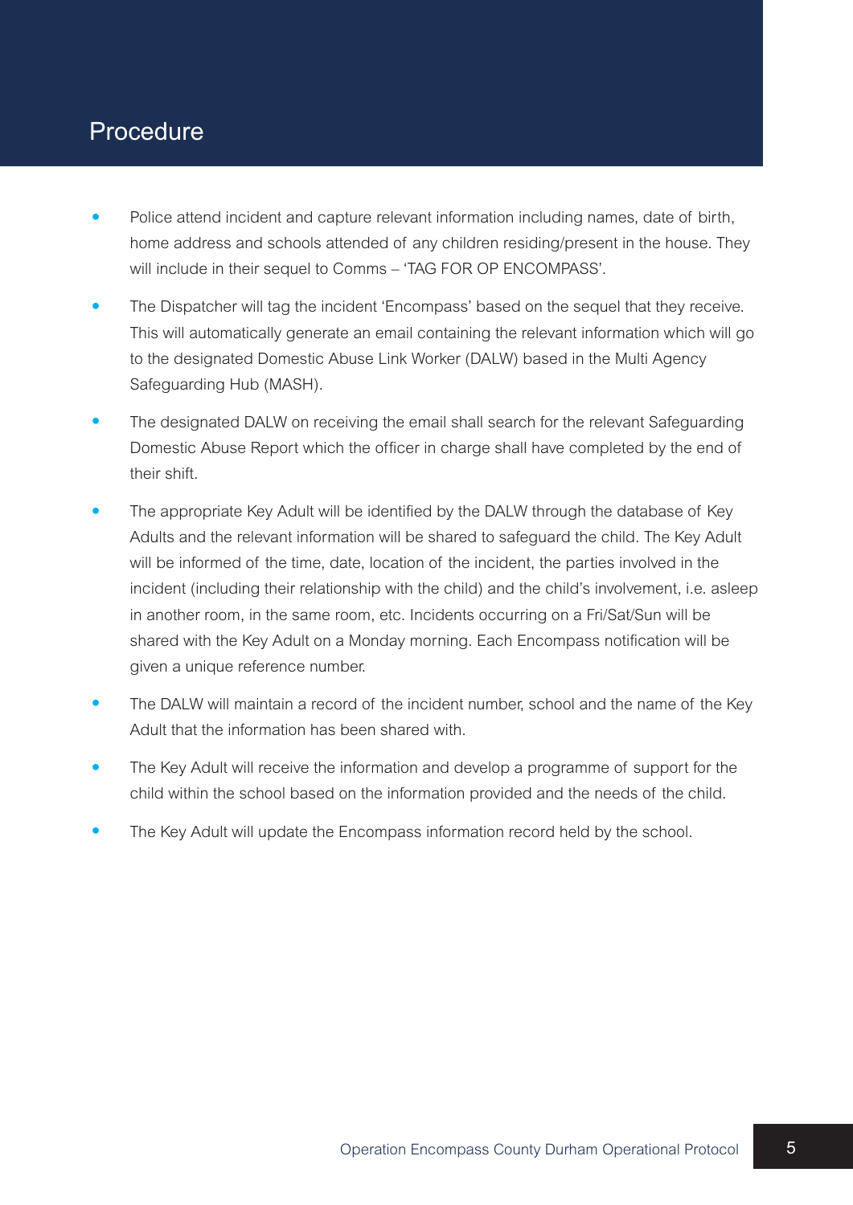## Procedure

- Police attend incident and capture relevant information including names, date of birth, home address and schools attended of any children residing/present in the house. They will include in their sequel to Comms – 'TAG FOR OP ENCOMPASS'.
- The Dispatcher will tag the incident 'Encompass' based on the sequel that they receive. This will automatically generate an email containing the relevant information which will go to the designated Domestic Abuse Link Worker (DALW) based in the Multi Agency Safeguarding Hub (MASH).
- The designated DALW on receiving the email shall search for the relevant Safeguarding Domestic Abuse Report which the officer in charge shall have completed by the end of their shift.
- The appropriate Key Adult will be identified by the DALW through the database of Key Adults and the relevant information will be shared to safeguard the child. The Key Adult will be informed of the time, date, location of the incident, the parties involved in the incident (including their relationship with the child) and the child's involvement, i.e. asleep in another room, in the same room, etc. Incidents occurring on a Fri/Sat/Sun will be shared with the Key Adult on a Monday morning. Each Encompass notification will be given a unique reference number.
- The DALW will maintain a record of the incident number, school and the name of the Key Adult that the information has been shared with.
- The Key Adult will receive the information and develop a programme of support for the child within the school based on the information provided and the needs of the child.
- The Key Adult will update the Encompass information record held by the school.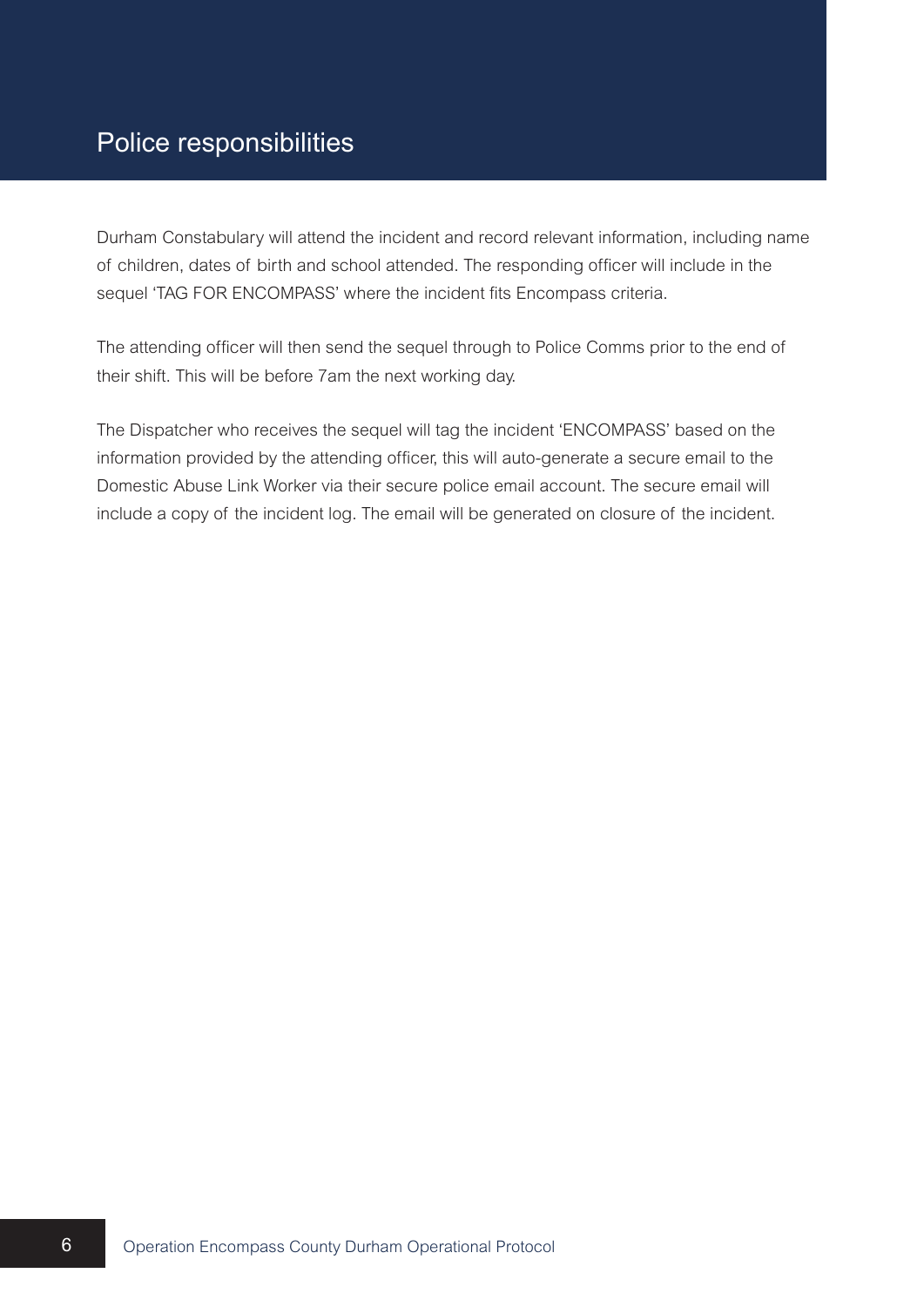# Police responsibilities

Durham Constabulary will attend the incident and record relevant information, including name of children, dates of birth and school attended. The responding officer will include in the sequel 'TAG FOR ENCOMPASS' where the incident fits Encompass criteria.

The attending officer will then send the sequel through to Police Comms prior to the end of their shift. This will be before 7am the next working day.

The Dispatcher who receives the sequel will tag the incident 'ENCOMPASS' based on the information provided by the attending officer, this will auto-generate a secure email to the Domestic Abuse Link Worker via their secure police email account. The secure email will include a copy of the incident log. The email will be generated on closure of the incident.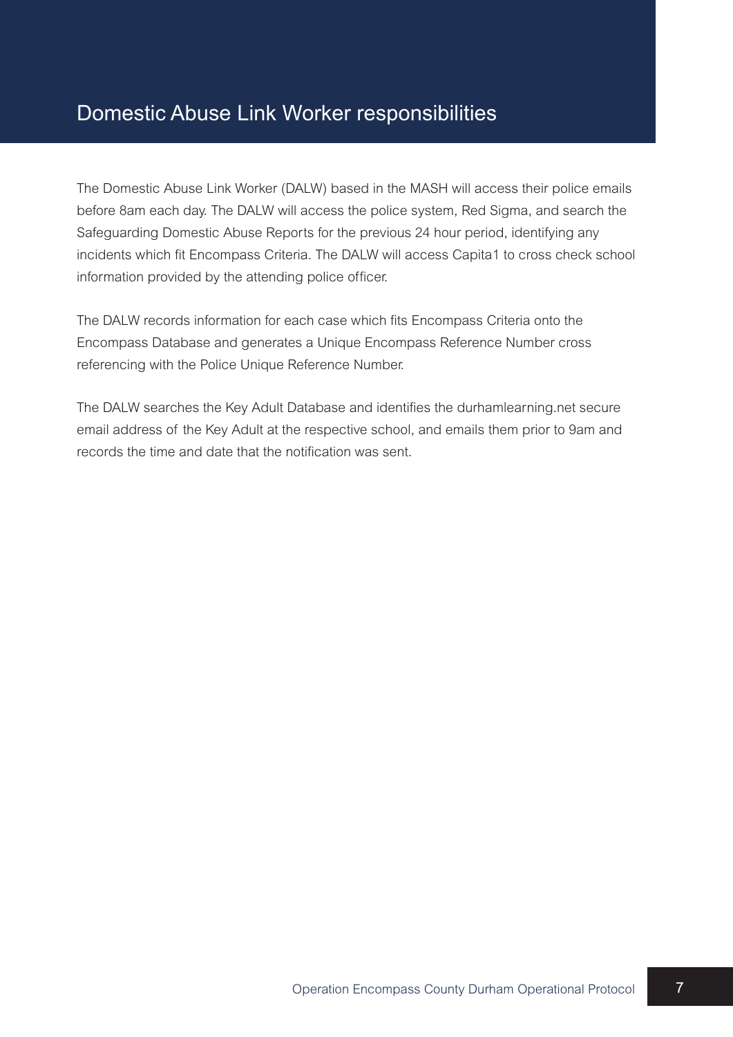# Domestic Abuse Link Worker responsibilities

The Domestic Abuse Link Worker (DALW) based in the MASH will access their police emails before 8am each day. The DALW will access the police system, Red Sigma, and search the Safeguarding Domestic Abuse Reports for the previous 24 hour period, identifying any incidents which fit Encompass Criteria. The DALW will access Capita1 to cross check school information provided by the attending police officer.

The DALW records information for each case which fits Encompass Criteria onto the Encompass Database and generates a Unique Encompass Reference Number cross referencing with the Police Unique Reference Number.

The DALW searches the Key Adult Database and identifies the durhamlearning.net secure email address of the Key Adult at the respective school, and emails them prior to 9am and records the time and date that the notification was sent.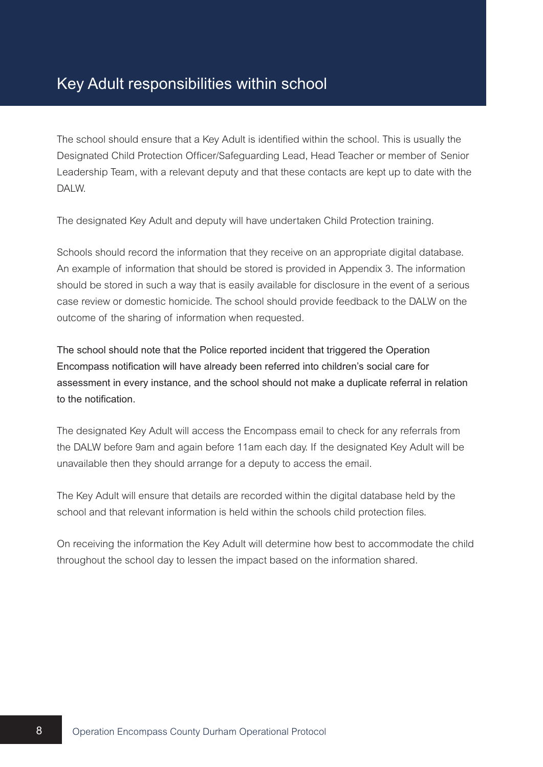# Key Adult responsibilities within school

The school should ensure that a Key Adult is identified within the school. This is usually the Designated Child Protection Officer/Safeguarding Lead, Head Teacher or member of Senior Leadership Team, with a relevant deputy and that these contacts are kept up to date with the DALW.

The designated Key Adult and deputy will have undertaken Child Protection training.

Schools should record the information that they receive on an appropriate digital database. An example of information that should be stored is provided in Appendix 3. The information should be stored in such a way that is easily available for disclosure in the event of a serious case review or domestic homicide. The school should provide feedback to the DALW on the outcome of the sharing of information when requested.

The school should note that the Police reported incident that triggered the Operation Encompass notification will have already been referred into children's social care for assessment in every instance, and the school should not make a duplicate referral in relation to the notification.

The designated Key Adult will access the Encompass email to check for any referrals from the DALW before 9am and again before 11am each day. If the designated Key Adult will be unavailable then they should arrange for a deputy to access the email.

The Key Adult will ensure that details are recorded within the digital database held by the school and that relevant information is held within the schools child protection files.

On receiving the information the Key Adult will determine how best to accommodate the child throughout the school day to lessen the impact based on the information shared.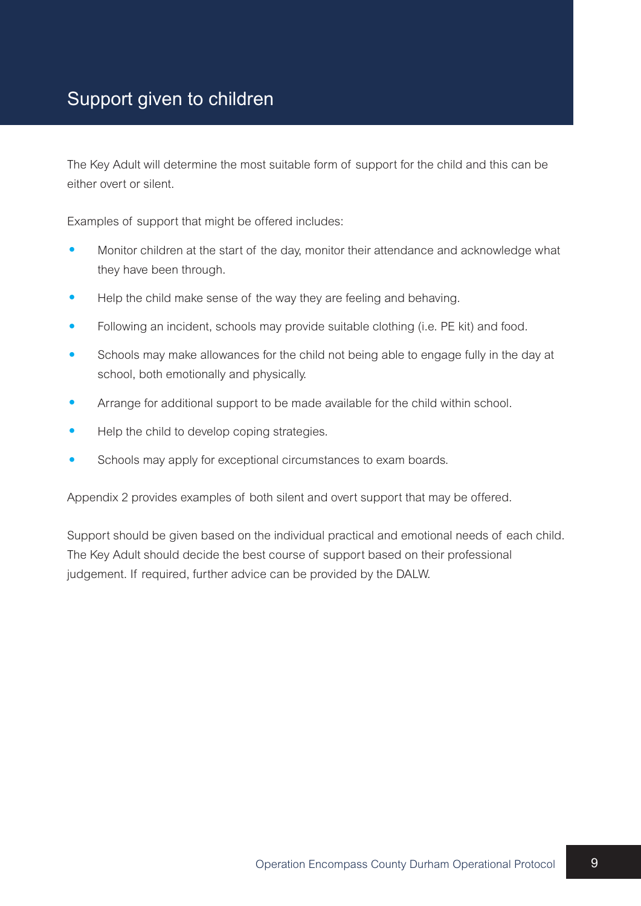# Support given to children

The Key Adult will determine the most suitable form of support for the child and this can be either overt or silent.

Examples of support that might be offered includes:

- Monitor children at the start of the day, monitor their attendance and acknowledge what they have been through.
- Help the child make sense of the way they are feeling and behaving.
- Following an incident, schools may provide suitable clothing (i.e. PE kit) and food.
- Schools may make allowances for the child not being able to engage fully in the day at school, both emotionally and physically.
- Arrange for additional support to be made available for the child within school.
- Help the child to develop coping strategies.
- Schools may apply for exceptional circumstances to exam boards.

Appendix 2 provides examples of both silent and overt support that may be offered.

Support should be given based on the individual practical and emotional needs of each child. The Key Adult should decide the best course of support based on their professional judgement. If required, further advice can be provided by the DALW.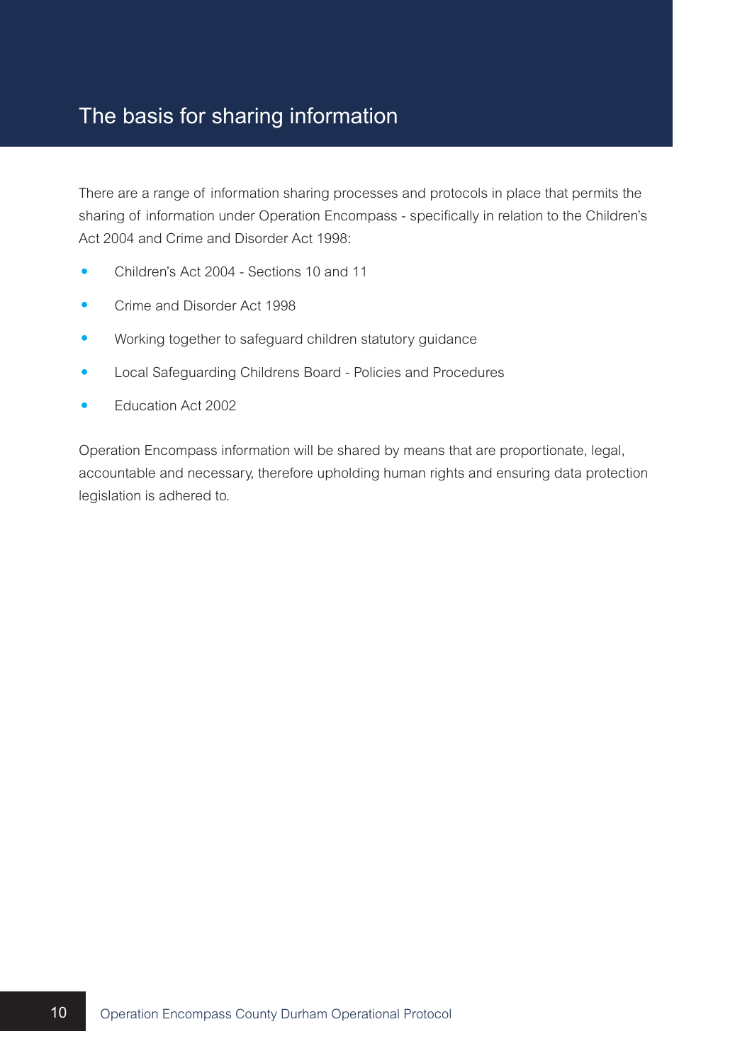# The basis for sharing information

There are a range of information sharing processes and protocols in place that permits the sharing of information under Operation Encompass - specifically in relation to the Children's Act 2004 and Crime and Disorder Act 1998:

- Children's Act 2004 - Sections 10 and 11
- Crime and Disorder Act 1998
- Working together to safeguard children statutory guidance
- Local Safeguarding Childrens Board - Policies and Procedures
- Education Act 2002

Operation Encompass information will be shared by means that are proportionate, legal, accountable and necessary, therefore upholding human rights and ensuring data protection legislation is adhered to.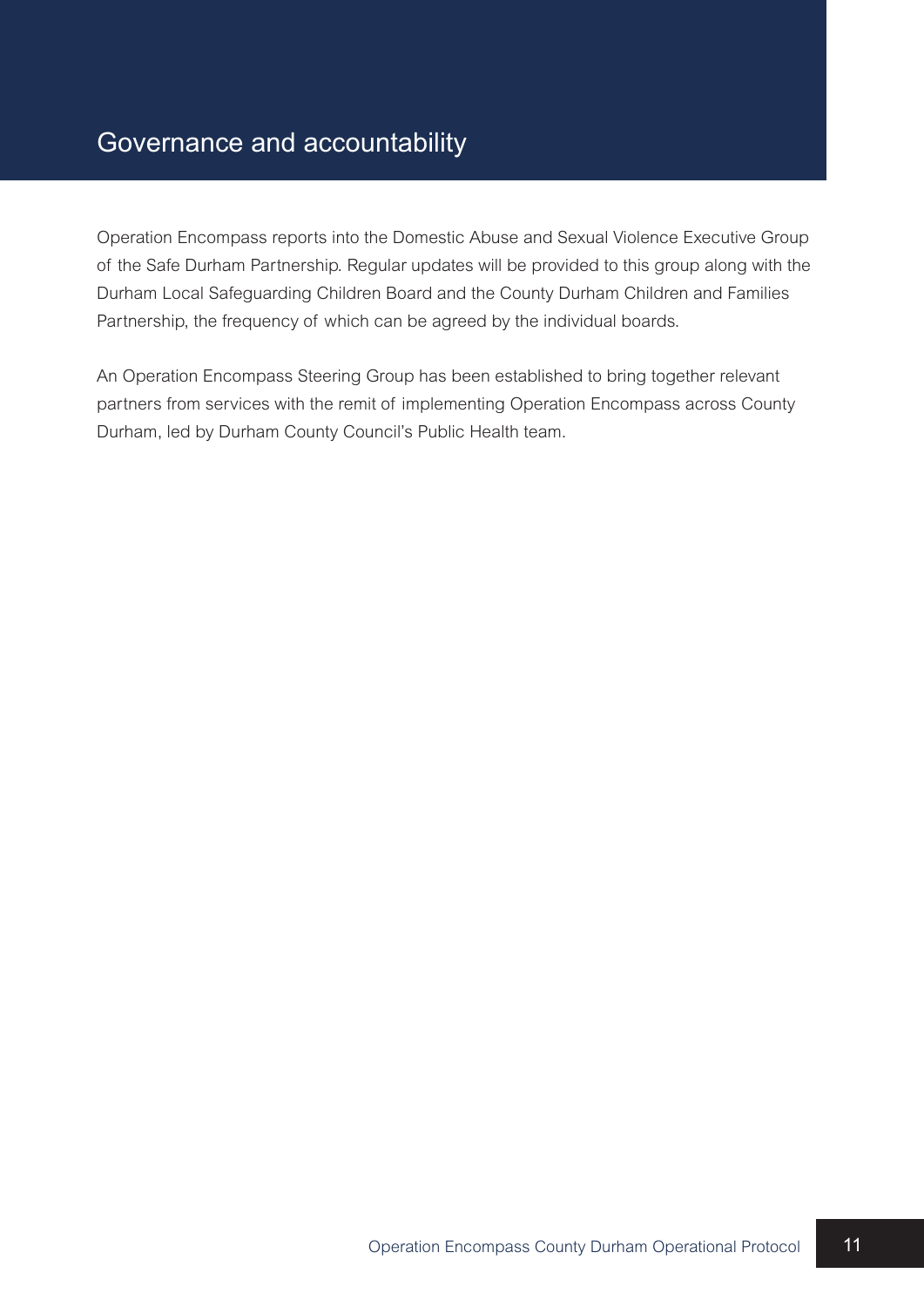# Governance and accountability

Operation Encompass reports into the Domestic Abuse and Sexual Violence Executive Group of the Safe Durham Partnership. Regular updates will be provided to this group along with the Durham Local Safeguarding Children Board and the County Durham Children and Families Partnership, the frequency of which can be agreed by the individual boards.

An Operation Encompass Steering Group has been established to bring together relevant partners from services with the remit of implementing Operation Encompass across County Durham, led by Durham County Council's Public Health team.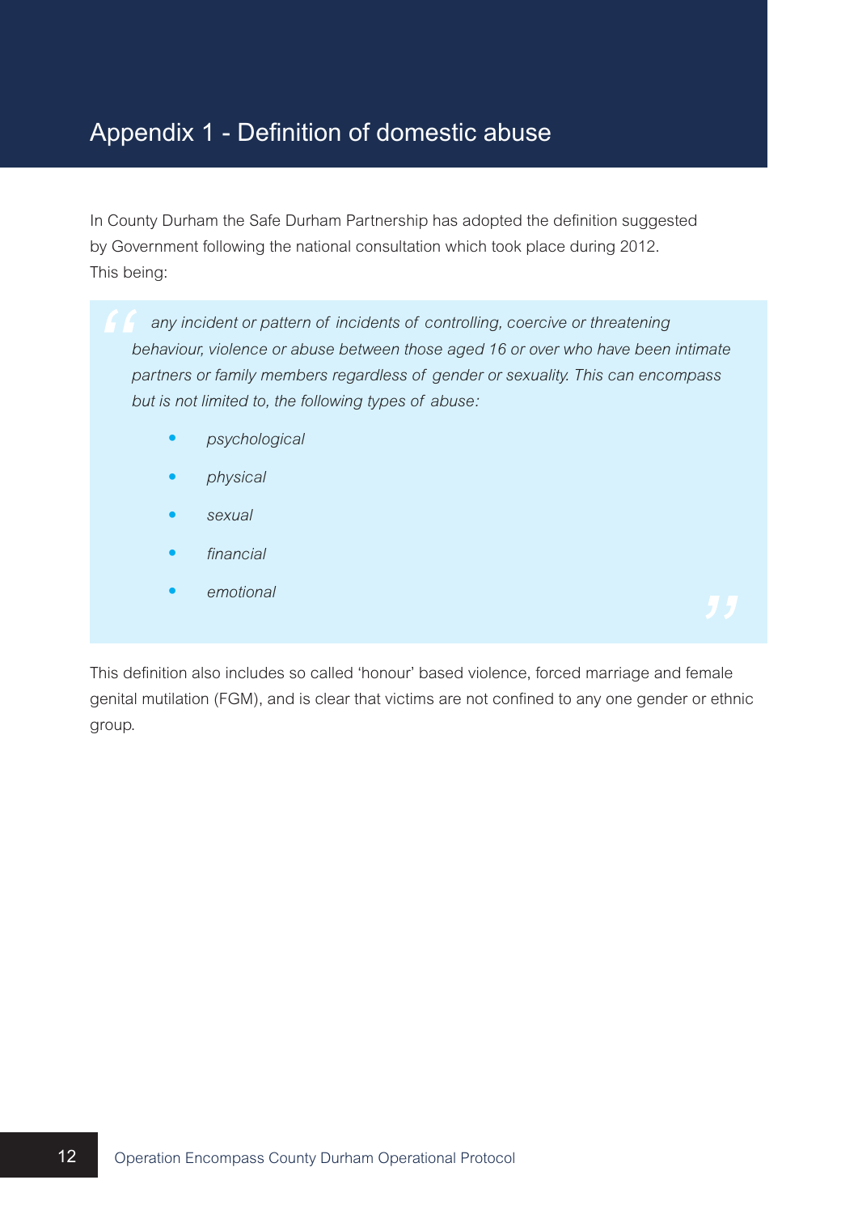# Appendix 1 - Definition of domestic abuse

In County Durham the Safe Durham Partnership has adopted the definition suggested by Government following the national consultation which took place during 2012. This being:

> *any incident or pattern of incidents of controlling, coercive or threatening behaviour, violence or abuse between those aged 16 or over who have been intimate partners or family members regardless of gender or sexuality. This can encompass but is not limited to, the following types of abuse:*
>
> - *psychological*
> - *physical*
> - *sexual*
> - *financial*
> - *emotional*

This definition also includes so called 'honour' based violence, forced marriage and female genital mutilation (FGM), and is clear that victims are not confined to any one gender or ethnic group.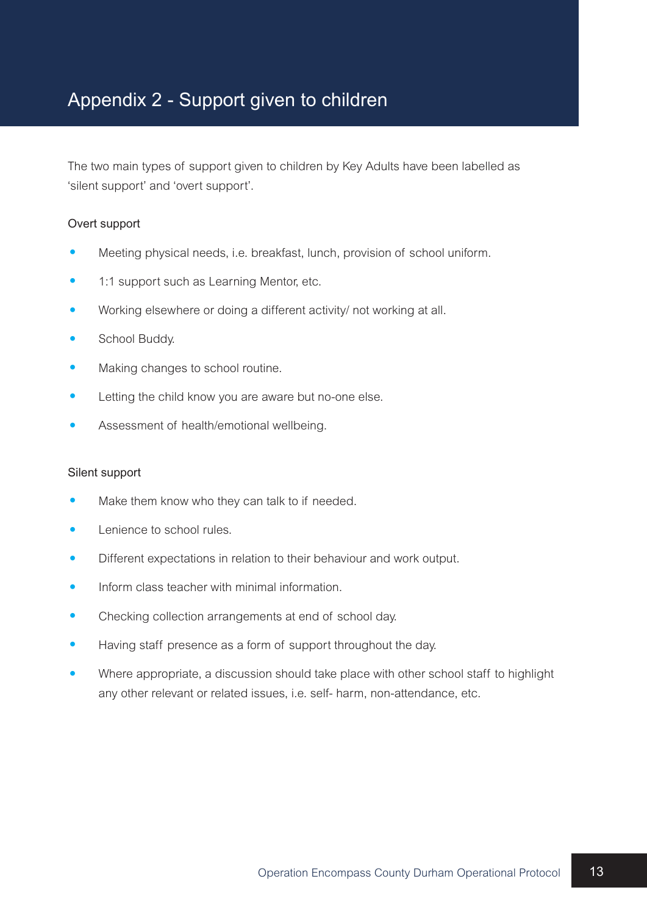# Appendix 2 - Support given to children

The two main types of support given to children by Key Adults have been labelled as 'silent support' and 'overt support'.

### Overt support

- Meeting physical needs, i.e. breakfast, lunch, provision of school uniform.
- 1:1 support such as Learning Mentor, etc.
- Working elsewhere or doing a different activity/ not working at all.
- School Buddy.
- Making changes to school routine.
- Letting the child know you are aware but no-one else.
- Assessment of health/emotional wellbeing.

### Silent support

- Make them know who they can talk to if needed.
- Lenience to school rules.
- Different expectations in relation to their behaviour and work output.
- Inform class teacher with minimal information.
- Checking collection arrangements at end of school day.
- Having staff presence as a form of support throughout the day.
- Where appropriate, a discussion should take place with other school staff to highlight any other relevant or related issues, i.e. self- harm, non-attendance, etc.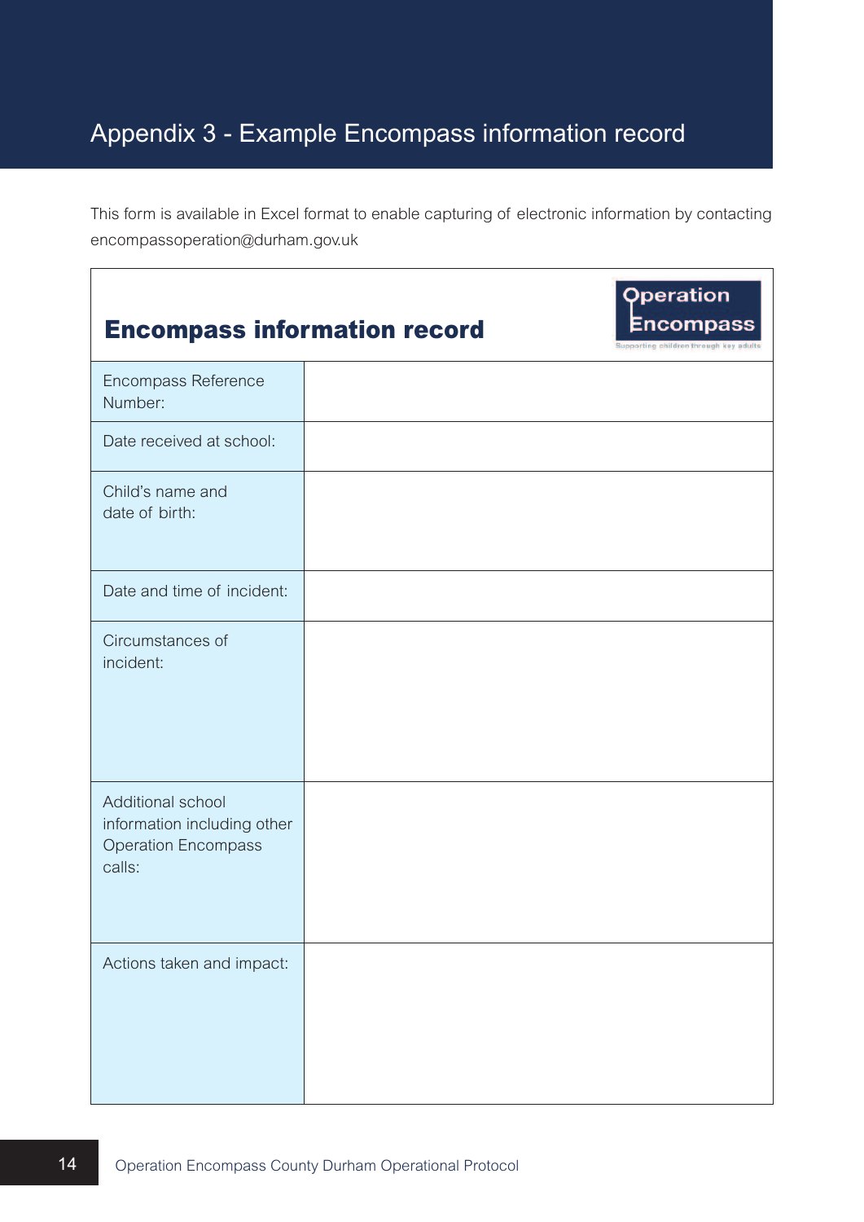# Appendix 3 - Example Encompass information record

This form is available in Excel format to enable capturing of electronic information by contacting encompassoperation@durham.gov.uk

## Encompass information record

Operation Encompass
Supporting children through key adults

| | |
|---|---|
| Encompass Reference Number: | |
| Date received at school: | |
| Child's name and date of birth: | |
| Date and time of incident: | |
| Circumstances of incident: | |
| Additional school information including other Operation Encompass calls: | |
| Actions taken and impact: | |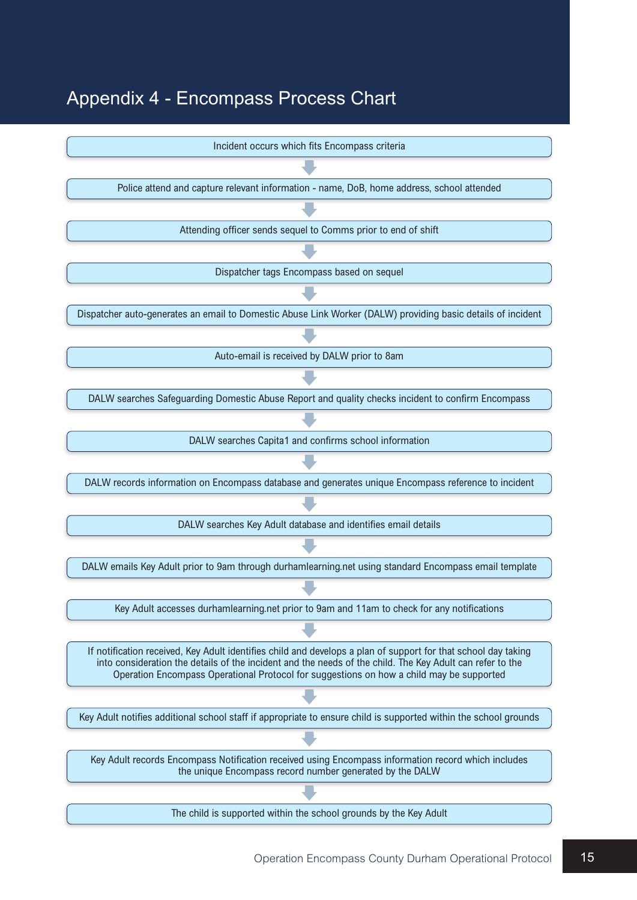# Appendix 4 - Encompass Process Chart

Incident occurs which fits Encompass criteria

↓

Police attend and capture relevant information - name, DoB, home address, school attended

↓

Attending officer sends sequel to Comms prior to end of shift

↓

Dispatcher tags Encompass based on sequel

↓

Dispatcher auto-generates an email to Domestic Abuse Link Worker (DALW) providing basic details of incident

↓

Auto-email is received by DALW prior to 8am

↓

DALW searches Safeguarding Domestic Abuse Report and quality checks incident to confirm Encompass

↓

DALW searches Capita1 and confirms school information

↓

DALW records information on Encompass database and generates unique Encompass reference to incident

↓

DALW searches Key Adult database and identifies email details

↓

DALW emails Key Adult prior to 9am through durhamlearning.net using standard Encompass email template

↓

Key Adult accesses durhamlearning.net prior to 9am and 11am to check for any notifications

↓

If notification received, Key Adult identifies child and develops a plan of support for that school day taking into consideration the details of the incident and the needs of the child. The Key Adult can refer to the Operation Encompass Operational Protocol for suggestions on how a child may be supported

↓

Key Adult notifies additional school staff if appropriate to ensure child is supported within the school grounds

↓

Key Adult records Encompass Notification received using Encompass information record which includes the unique Encompass record number generated by the DALW

↓

The child is supported within the school grounds by the Key Adult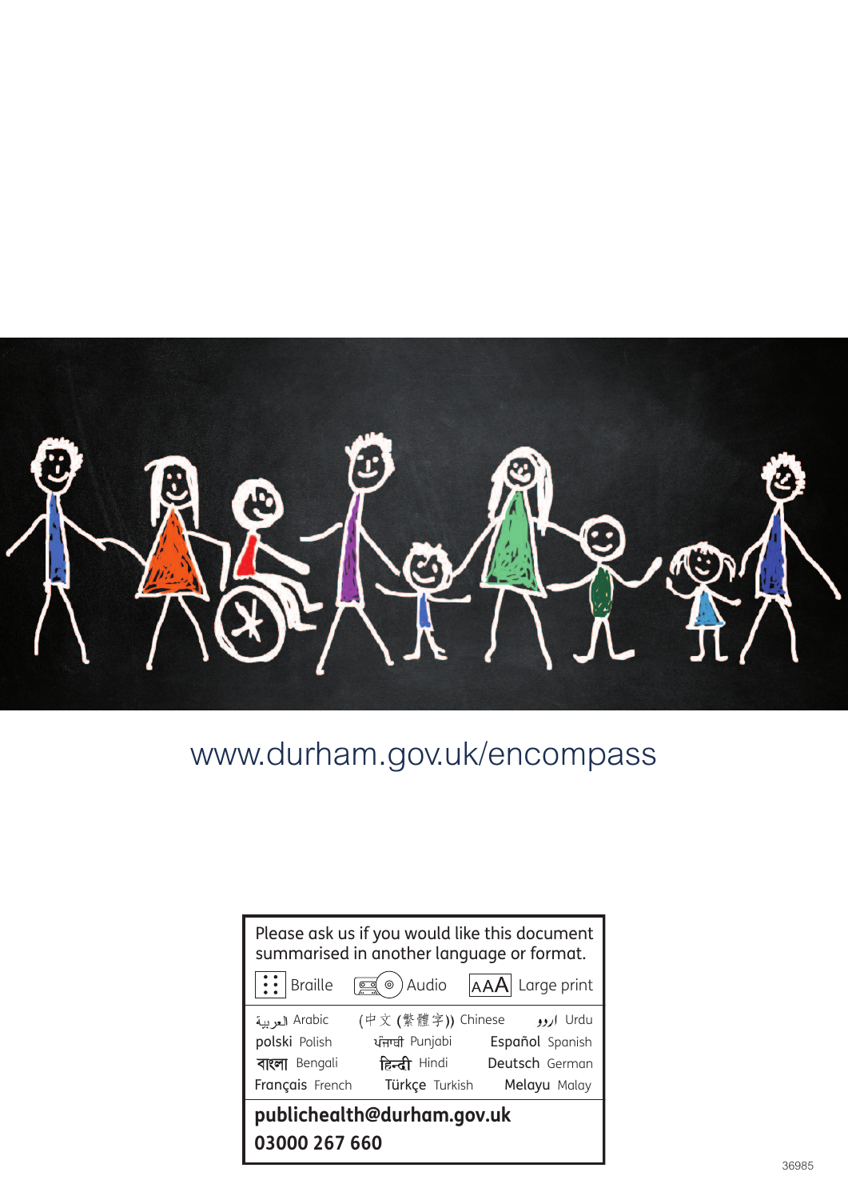www.durham.gov.uk/encompass

Please ask us if you would like this document summarised in another language or format.

Braille Audio Large print

| | | |
|---|---|---|
| العربية Arabic | (中文 (繁體字)) Chinese | اردو Urdu |
| polski Polish | ਪੰਜਾਬੀ Punjabi | Español Spanish |
| বাংলা Bengali | हिन्दी Hindi | Deutsch German |
| Français French | Türkçe Turkish | Melayu Malay |

**publichealth@durham.gov.uk**
**03000 267 660**

36985